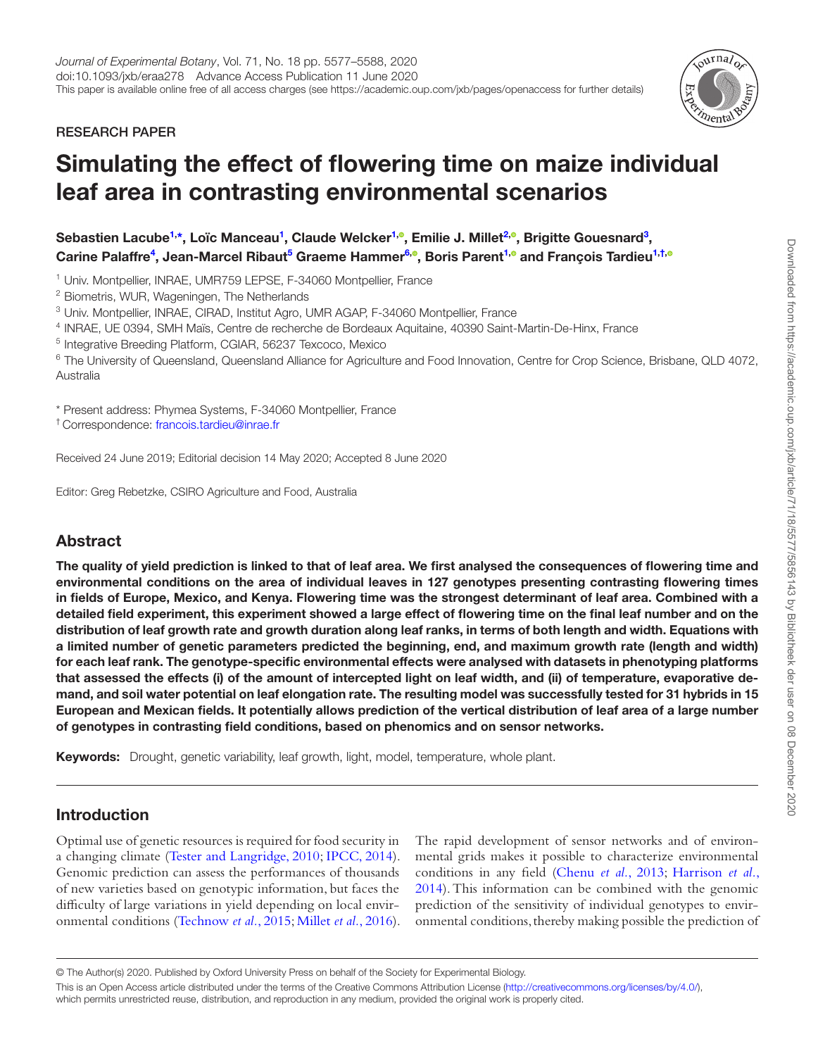RESEARCH PAPER

# Simulating the effect of flowering time on maize individual leaf area in contrasting environmental scenarios

**Sebastien Lacube[1,*], Loïc Manceau[1], Claude Welcker[1], Emilie J. Millet[2], Brigitte Gouesnard[3], Carine Palaffre[4], Jean-Marcel Ribaut[5] Graeme Hammer[6], Boris Parent[1] and François Tardieu[1,†]**

[1] Univ. Montpellier, INRAE, UMR759 LEPSE, F-34060 Montpellier, France

[2] Biometris, WUR, Wageningen, The Netherlands

[3] Univ. Montpellier, INRAE, CIRAD, Institut Agro, UMR AGAP, F-34060 Montpellier, France

[4] INRAE, UE 0394, SMH Maïs, Centre de recherche de Bordeaux Aquitaine, 40390 Saint-Martin-De-Hinx, France

[5] Integrative Breeding Platform, CGIAR, 56237 Texcoco, Mexico

[6] The University of Queensland, Queensland Alliance for Agriculture and Food Innovation, Centre for Crop Science, Brisbane, QLD 4072, Australia

\* Present address: Phymea Systems, F-34060 Montpellier, France

† Correspondence: francois.tardieu@inrae.fr

Received 24 June 2019; Editorial decision 14 May 2020; Accepted 8 June 2020

Editor: Greg Rebetzke, CSIRO Agriculture and Food, Australia

## Abstract

**The quality of yield prediction is linked to that of leaf area. We first analysed the consequences of flowering time and environmental conditions on the area of individual leaves in 127 genotypes presenting contrasting flowering times in fields of Europe, Mexico, and Kenya. Flowering time was the strongest determinant of leaf area. Combined with a detailed field experiment, this experiment showed a large effect of flowering time on the final leaf number and on the distribution of leaf growth rate and growth duration along leaf ranks, in terms of both length and width. Equations with a limited number of genetic parameters predicted the beginning, end, and maximum growth rate (length and width) for each leaf rank. The genotype-specific environmental effects were analysed with datasets in phenotyping platforms that assessed the effects (i) of the amount of intercepted light on leaf width, and (ii) of temperature, evaporative demand, and soil water potential on leaf elongation rate. The resulting model was successfully tested for 31 hybrids in 15 European and Mexican fields. It potentially allows prediction of the vertical distribution of leaf area of a large number of genotypes in contrasting field conditions, based on phenomics and on sensor networks.**

**Keywords:** Drought, genetic variability, leaf growth, light, model, temperature, whole plant.

## Introduction

Optimal use of genetic resources is required for food security in a changing climate (Tester and Langridge, 2010; IPCC, 2014). Genomic prediction can assess the performances of thousands of new varieties based on genotypic information, but faces the difficulty of large variations in yield depending on local environmental conditions (Technow *et al.*, 2015; Millet *et al.*, 2016). The rapid development of sensor networks and of environmental grids makes it possible to characterize environmental conditions in any field (Chenu *et al.*, 2013; Harrison *et al.*, 2014). This information can be combined with the genomic prediction of the sensitivity of individual genotypes to environmental conditions, thereby making possible the prediction of

© The Author(s) 2020. Published by Oxford University Press on behalf of the Society for Experimental Biology.

This is an Open Access article distributed under the terms of the Creative Commons Attribution License (http://creativecommons.org/licenses/by/4.0/), which permits unrestricted reuse, distribution, and reproduction in any medium, provided the original work is properly cited.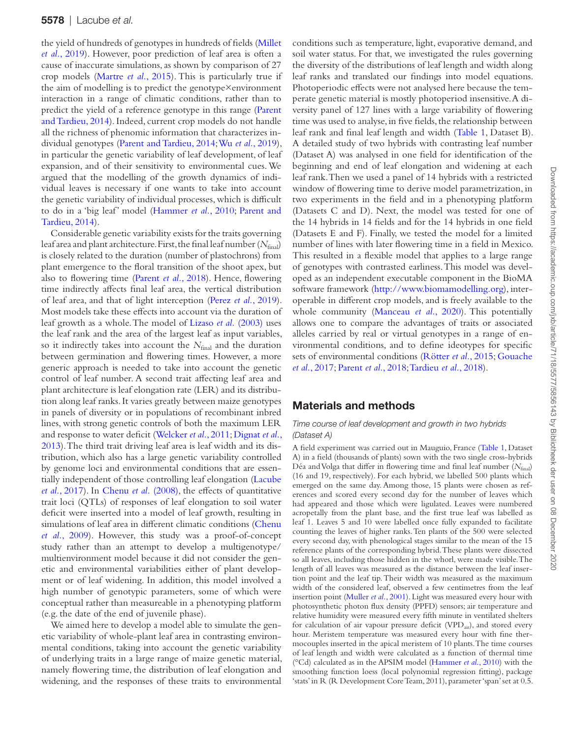the yield of hundreds of genotypes in hundreds of fields (Millet *et al.*, 2019). However, poor prediction of leaf area is often a cause of inaccurate simulations, as shown by comparison of 27 crop models (Martre *et al.*, 2015). This is particularly true if the aim of modelling is to predict the genotype×environment interaction in a range of climatic conditions, rather than to predict the yield of a reference genotype in this range (Parent and Tardieu, 2014). Indeed, current crop models do not handle all the richness of phenomic information that characterizes individual genotypes (Parent and Tardieu, 2014; Wu *et al.*, 2019), in particular the genetic variability of leaf development, of leaf expansion, and of their sensitivity to environmental cues. We argued that the modelling of the growth dynamics of individual leaves is necessary if one wants to take into account the genetic variability of individual processes, which is difficult to do in a 'big leaf' model (Hammer *et al.*, 2010; Parent and Tardieu, 2014).

Considerable genetic variability exists for the traits governing leaf area and plant architecture. First, the final leaf number ($N_{final}$) is closely related to the duration (number of plastochrons) from plant emergence to the floral transition of the shoot apex, but also to flowering time (Parent *et al.*, 2018). Hence, flowering time indirectly affects final leaf area, the vertical distribution of leaf area, and that of light interception (Perez *et al.*, 2019). Most models take these effects into account via the duration of leaf growth as a whole. The model of Lizaso *et al.* (2003) uses the leaf rank and the area of the largest leaf as input variables, so it indirectly takes into account the $N_{final}$ and the duration between germination and flowering times. However, a more generic approach is needed to take into account the genetic control of leaf number. A second trait affecting leaf area and plant architecture is leaf elongation rate (LER) and its distribution along leaf ranks. It varies greatly between maize genotypes in panels of diversity or in populations of recombinant inbred lines, with strong genetic controls of both the maximum LER and response to water deficit (Welcker *et al.*, 2011; Dignat *et al.*, 2013). The third trait driving leaf area is leaf width and its distribution, which also has a large genetic variability controlled by genome loci and environmental conditions that are essentially independent of those controlling leaf elongation (Lacube *et al.*, 2017). In Chenu *et al.* (2008), the effects of quantitative trait loci (QTLs) of responses of leaf elongation to soil water deficit were inserted into a model of leaf growth, resulting in simulations of leaf area in different climatic conditions (Chenu *et al.*, 2009). However, this study was a proof-of-concept study rather than an attempt to develop a multigenotype/multienvironment model because it did not consider the genetic and environmental variabilities either of plant development or of leaf widening. In addition, this model involved a high number of genotypic parameters, some of which were conceptual rather than measureable in a phenotyping platform (e.g. the date of the end of juvenile phase).

We aimed here to develop a model able to simulate the genetic variability of whole-plant leaf area in contrasting environmental conditions, taking into account the genetic variability of underlying traits in a large range of maize genetic material, namely flowering time, the distribution of leaf elongation and widening, and the responses of these traits to environmental conditions such as temperature, light, evaporative demand, and soil water status. For that, we investigated the rules governing the diversity of the distributions of leaf length and width along leaf ranks and translated our findings into model equations. Photoperiodic effects were not analysed here because the temperate genetic material is mostly photoperiod insensitive. A diversity panel of 127 lines with a large variability of flowering time was used to analyse, in five fields, the relationship between leaf rank and final leaf length and width (Table 1, Dataset B). A detailed study of two hybrids with contrasting leaf number (Dataset A) was analysed in one field for identification of the beginning and end of leaf elongation and widening at each leaf rank. Then we used a panel of 14 hybrids with a restricted window of flowering time to derive model parametrization, in two experiments in the field and in a phenotyping platform (Datasets C and D). Next, the model was tested for one of the 14 hybrids in 14 fields and for the 14 hybrids in one field (Datasets E and F). Finally, we tested the model for a limited number of lines with later flowering time in a field in Mexico. This resulted in a flexible model that applies to a large range of genotypes with contrasted earliness. This model was developed as an independent executable component in the BioMA software framework (http://www.biomamodelling.org), interoperable in different crop models, and is freely available to the whole community (Manceau *et al.*, 2020). This potentially allows one to compare the advantages of traits or associated alleles carried by real or virtual genotypes in a range of environmental conditions, and to define ideotypes for specific sets of environmental conditions (Rötter *et al.*, 2015; Gouache *et al.*, 2017; Parent *et al.*, 2018; Tardieu *et al.*, 2018).

## Materials and methods

### *Time course of leaf development and growth in two hybrids (Dataset A)*

A field experiment was carried out in Mauguio, France (Table 1, Dataset A) in a field (thousands of plants) sown with the two single cross-hybrids Déa and Volga that differ in flowering time and final leaf number ($N_{final}$) (16 and 19, respectively). For each hybrid, we labelled 500 plants which emerged on the same day. Among those, 15 plants were chosen as references and scored every second day for the number of leaves which had appeared and those which were ligulated. Leaves were numbered acropetally from the plant base, and the first true leaf was labelled as leaf 1. Leaves 5 and 10 were labelled once fully expanded to facilitate counting the leaves of higher ranks. Ten plants of the 500 were selected every second day, with phenological stages similar to the mean of the 15 reference plants of the corresponding hybrid. These plants were dissected so all leaves, including those hidden in the whorl, were made visible. The length of all leaves was measured as the distance between the leaf insertion point and the leaf tip. Their width was measured as the maximum width of the considered leaf, observed a few centimetres from the leaf insertion point (Muller *et al.*, 2001). Light was measured every hour with photosynthetic photon flux density (PPFD) sensors; air temperature and relative humidity were measured every fifth minute in ventilated shelters for calculation of air vapour pressure deficit ($VPD_{air}$), and stored every hour. Meristem temperature was measured every hour with fine thermocouples inserted in the apical meristem of 10 plants. The time courses of leaf length and width were calculated as a function of thermal time (°Cd) calculated as in the APSIM model (Hammer *et al.*, 2010) with the smoothing function loess (local polynomial regression fitting), package 'stats' in R (R Development Core Team, 2011), parameter 'span' set at 0.5.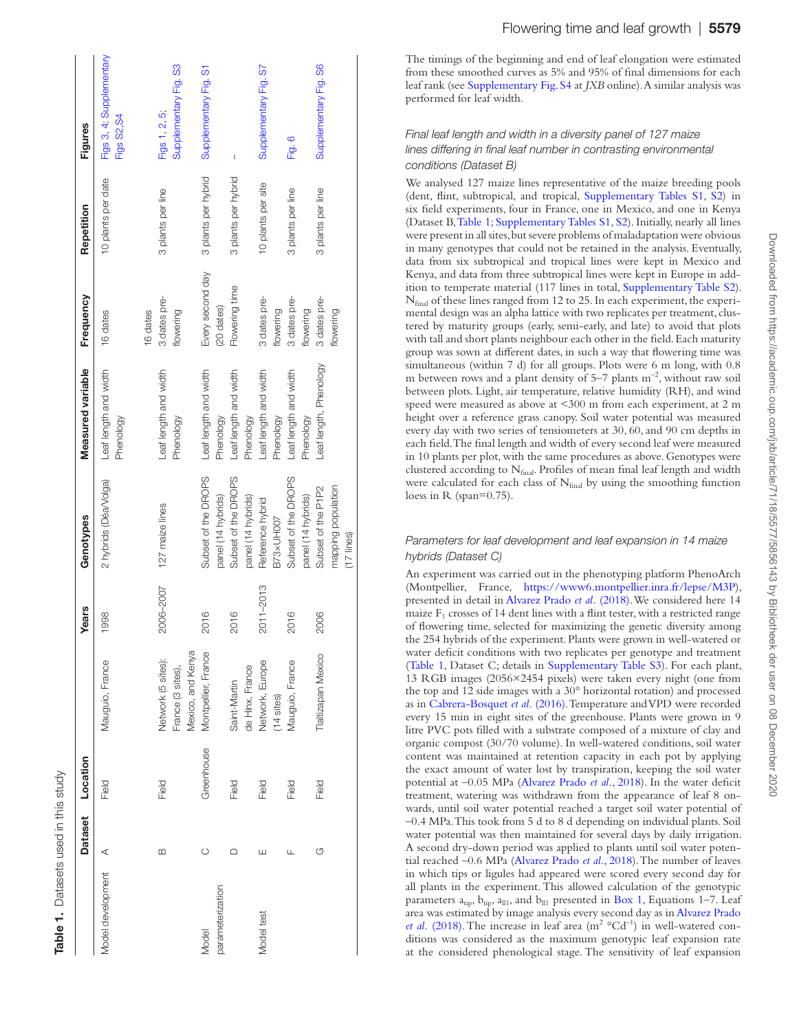**Table 1.** Datasets used in this study

| | Dataset | Location | | Years | Genotypes | Measured variable | Frequency | Repetition | Figures |
|---|---|---|---|---|---|---|---|---|---|
| Model development | A | Field | Mauguio, France | 1998 | 2 hybrids (Déa/Volga) | Leaf length and width Phenology | 16 dates | 10 plants per date | Figs 3, 4; Supplementary Figs S2,S4 |
| | B | Field | Network (5 sites): France (3 sites), Mexico, and Kenya | 2006–2007 | 127 maize lines | Leaf length and width Phenology | 16 dates 3 dates pre-flowering | 3 plants per line | Figs 1, 2, 5; Supplementary Fig. S3 |
| Model parameterization | C | Greenhouse | Montpellier, France | 2016 | Subset of the DROPS panel (14 hybrids) | Leaf length and width Phenology | Every second day (20 dates) | 3 plants per hybrid | Supplementary Fig. S1 |
| | D | Field | Saint-Martin de Hinx, France | 2016 | Subset of the DROPS panel (14 hybrids) | Leaf length and width Phenology | Flowering time | 3 plants per hybrid | – |
| Model test | E | Field | Network, Europe (14 sites) | 2011–2013 | Reference hybrid B73×UH007 | Leaf length and width Phenology | 3 dates pre-flowering | 10 plants per site | Supplementary Fig. S7 |
| | F | Field | Mauguio, France | 2016 | Subset of the DROPS panel (14 hybrids) | Leaf length and width Phenology | 3 dates pre-flowering | 3 plants per line | Fig. 6 |
| | G | Field | Tlaltizapan Mexico | 2006 | Subset of the P1P2 mapping population (17 lines) | Leaf length, Phenology | 3 dates pre-flowering | 3 plants per line | Supplementary Fig. S6 |

The timings of the beginning and end of leaf elongation were estimated from these smoothed curves as 5% and 95% of final dimensions for each leaf rank (see Supplementary Fig. S4 at *JXB* online). A similar analysis was performed for leaf width.

### *Final leaf length and width in a diversity panel of 127 maize lines differing in final leaf number in contrasting environmental conditions (Dataset B)*

We analysed 127 maize lines representative of the maize breeding pools (dent, flint, subtropical, and tropical, Supplementary Tables S1, S2) in six field experiments, four in France, one in Mexico, and one in Kenya (Dataset B, Table 1; Supplementary Tables S1, S2). Initially, nearly all lines were present in all sites, but severe problems of maladaptation were obvious in many genotypes that could not be retained in the analysis. Eventually, data from six subtropical and tropical lines were kept in Mexico and Kenya, and data from three subtropical lines were kept in Europe in addition to temperate material (117 lines in total, Supplementary Table S2). $N_{final}$ of these lines ranged from 12 to 25. In each experiment, the experimental design was an alpha lattice with two replicates per treatment, clustered by maturity groups (early, semi-early, and late) to avoid that plots with tall and short plants neighbour each other in the field. Each maturity group was sown at different dates, in such a way that flowering time was simultaneous (within 7 d) for all groups. Plots were 6 m long, with 0.8 m between rows and a plant density of 5–7 plants m$^{-2}$, without raw soil between plots. Light, air temperature, relative humidity (RH), and wind speed were measured as above at <300 m from each experiment, at 2 m height over a reference grass canopy. Soil water potential was measured every day with two series of tensiometers at 30, 60, and 90 cm depths in each field. The final length and width of every second leaf were measured in 10 plants per plot, with the same procedures as above. Genotypes were clustered according to $N_{final}$. Profiles of mean final leaf length and width were calculated for each class of $N_{final}$ by using the smoothing function loess in R (span=0.75).

### *Parameters for leaf development and leaf expansion in 14 maize hybrids (Dataset C)*

An experiment was carried out in the phenotyping platform PhenoArch (Montpellier, France, https://www6.montpellier.inra.fr/lepse/M3P), presented in detail in Alvarez Prado *et al.* (2018). We considered here 14 maize $F_1$ crosses of 14 dent lines with a flint tester, with a restricted range of flowering time, selected for maximizing the genetic diversity among the 254 hybrids of the experiment. Plants were grown in well-watered or water deficit conditions with two replicates per genotype and treatment (Table 1, Dataset C; details in Supplementary Table S3). For each plant, 13 RGB images (2056×2454 pixels) were taken every night (one from the top and 12 side images with a 30° horizontal rotation) and processed as in Cabrera-Bosquet *et al.* (2016). Temperature and VPD were recorded every 15 min in eight sites of the greenhouse. Plants were grown in 9 litre PVC pots filled with a substrate composed of a mixture of clay and organic compost (30/70 volume). In well-watered conditions, soil water content was maintained at retention capacity in each pot by applying the exact amount of water lost by transpiration, keeping the soil water potential at –0.05 MPa (Alvarez Prado *et al.*, 2018). In the water deficit treatment, watering was withdrawn from the appearance of leaf 8 onwards, until soil water potential reached a target soil water potential of –0.4 MPa. This took from 5 d to 8 d depending on individual plants. Soil water potential was then maintained for several days by daily irrigation. A second dry-down period was applied to plants until soil water potential reached –0.6 MPa (Alvarez Prado *et al.*, 2018). The number of leaves in which tips or ligules had appeared were scored every second day for all plants in the experiment. This allowed calculation of the genotypic parameters $a_{tip}$, $b_{tip}$, $a_{lll}$, and $b_{lll}$ presented in Box 1, Equations 1–7. Leaf area was estimated by image analysis every second day as in Alvarez Prado *et al.* (2018). The increase in leaf area (m$^2$ °Cd$^{-1}$) in well-watered conditions was considered as the maximum genotypic leaf expansion rate at the considered phenological stage. The sensitivity of leaf expansion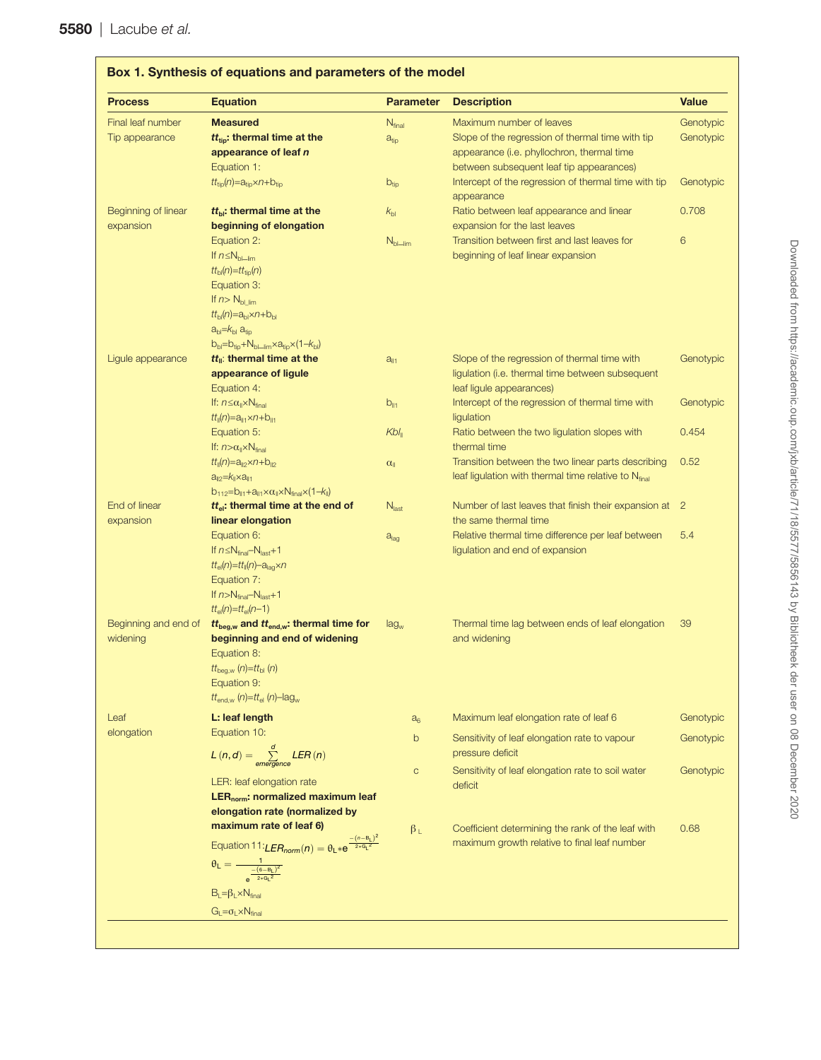## Box 1. Synthesis of equations and parameters of the model

| Process | Equation | Parameter | Description | Value |
|---|---|---|---|---|
| Final leaf number | **Measured** | $N_{final}$ | Maximum number of leaves | Genotypic |
| Tip appearance | **$tt_{tip}$: thermal time at the appearance of leaf $n$** Equation 1: $tt_{tip}(n)=a_{tip}\times n+b_{tip}$ | $a_{tip}$ | Slope of the regression of thermal time with tip appearance (i.e. phyllochron, thermal time between subsequent leaf tip appearances) | Genotypic |
| | | $b_{tip}$ | Intercept of the regression of thermal time with tip appearance | Genotypic |
| Beginning of linear expansion | **$tt_{bl}$: thermal time at the beginning of elongation** Equation 2: If $n\leq N_{bl\_lim}$ $tt_{bl}(n)=tt_{tip}(n)$ Equation 3: If $n>N_{bl\_lim}$ $tt_{bl}(n)=a_{bl}\times n+b_{bl}$ $a_{bl}=k_{bl}\ a_{tip}$ $b_{bl}=b_{tip}+N_{bl\_lim}\times a_{tip}\times(1-k_{bl})$ | $k_{bl}$ | Ratio between leaf appearance and linear expansion for the last leaves | 0.708 |
| | | $N_{bl\_lim}$ | Transition between first and last leaves for beginning of leaf linear expansion | 6 |
| Ligule appearance | **$tt_{li}$: thermal time at the appearance of ligule** Equation 4: If: $n\leq\alpha_{li}\times N_{final}$ $tt_{li}(n)=a_{li1}\times n+b_{li1}$ Equation 5: If: $n>\alpha_{li}\times N_{final}$ $tt_{li}(n)=a_{li2}\times n+b_{li2}$ $a_{li2}=k_{li}\times a_{li1}$ $b_{112}=b_{li1}+a_{li1}\times\alpha_{li}\times N_{final}\times(1-k_{li})$ | $a_{li1}$ | Slope of the regression of thermal time with ligulation (i.e. thermal time between subsequent leaf ligule appearances) | Genotypic |
| | | $b_{li1}$ | Intercept of the regression of thermal time with ligulation | Genotypic |
| | | $Kbl_{li}$ | Ratio between the two ligulation slopes with thermal time | 0.454 |
| | | $\alpha_{li}$ | Transition between the two linear parts describing leaf ligulation with thermal time relative to $N_{final}$ | 0.52 |
| End of linear expansion | **$tt_{el}$: thermal time at the end of linear elongation** Equation 6: If $n\leq N_{final}-N_{last}+1$ $tt_{el}(n)=tt_{li}(n)-a_{lag}\times n$ Equation 7: If $n>N_{final}-N_{last}+1$ $tt_{el}(n)=tt_{el}(n-1)$ | $N_{last}$ | Number of last leaves that finish their expansion at the same thermal time | 2 |
| | | $a_{lag}$ | Relative thermal time difference per leaf between ligulation and end of expansion | 5.4 |
| Beginning and end of widening | **$tt_{beg,w}$ and $tt_{end,w}$: thermal time for beginning and end of widening** Equation 8: $tt_{beg,w}(n)=tt_{bl}(n)$ Equation 9: $tt_{end,w}(n)=tt_{el}(n)-lag_{w}$ | $lag_{w}$ | Thermal time lag between ends of leaf elongation and widening | 39 |
| Leaf elongation | **L: leaf length** Equation 10: $L(n,d)=\sum_{emergence}^{d}LER(n)$ LER: leaf elongation rate | $a_{6}$ | Maximum leaf elongation rate of leaf 6 | Genotypic |
| | | b | Sensitivity of leaf elongation rate to vapour pressure deficit | Genotypic |
| | | c | Sensitivity of leaf elongation rate to soil water deficit | Genotypic |
| | **$LER_{norm}$: normalized maximum leaf elongation rate (normalized by maximum rate of leaf 6)** Equation 11: $LER_{norm}(n)=\theta_{L}*e^{\frac{-(n-B_{L})^{2}}{2*G_{L}^{2}}}$ $\theta_{L}=\frac{1}{e^{\frac{-(6-B_{L})^{2}}{2*G_{L}^{2}}}}$ $B_{L}=\beta_{L}\times N_{final}$ $G_{L}=\sigma_{L}\times N_{final}$ | $\beta_{L}$ | Coefficient determining the rank of the leaf with maximum growth relative to final leaf number | 0.68 |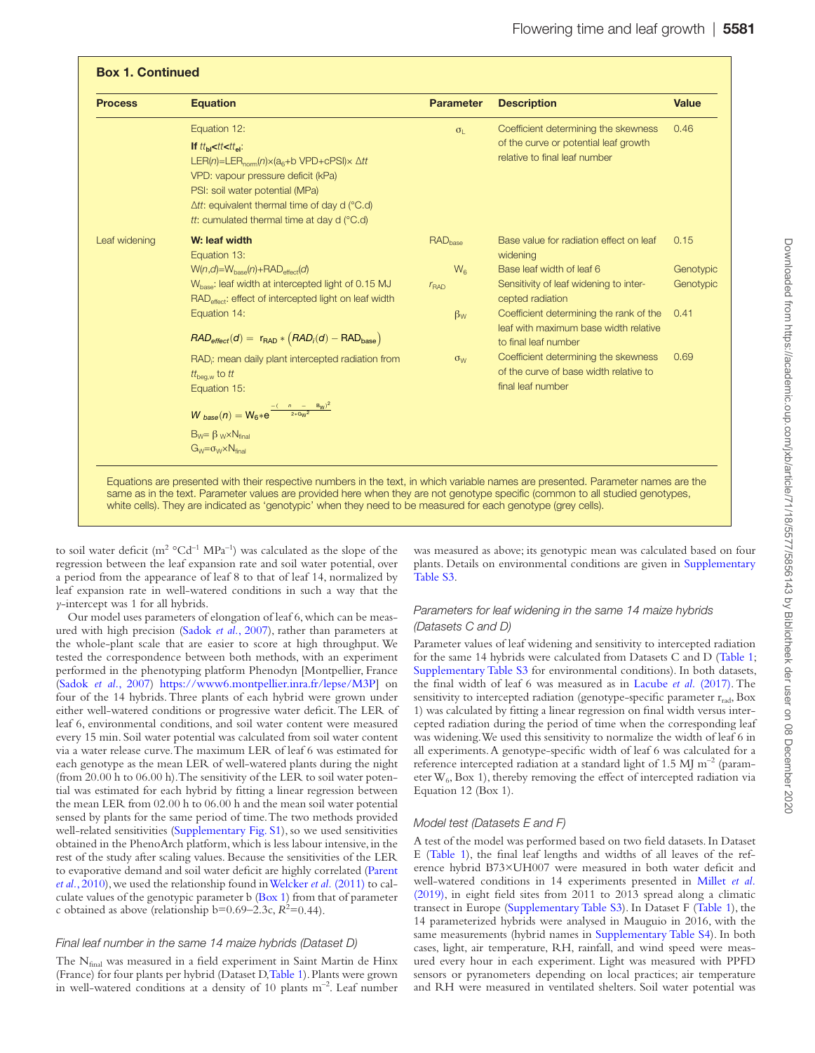## Box 1. Continued

| Process | Equation | Parameter | Description | Value |
|---|---|---|---|---|
| | Equation 12: **If** $tt_{bl}<tt<tt_{el}$: $LER(n)=LER_{norm}(n)\times(a_6+b\ VPD+cPSI)\times\Delta tt$ VPD: vapour pressure deficit (kPa) PSI: soil water potential (MPa) $\Delta tt$: equivalent thermal time of day d (°C.d) $tt$: cumulated thermal time at day d (°C.d) | $\sigma_L$ | Coefficient determining the skewness of the curve or potential leaf growth relative to final leaf number | 0.46 |
| Leaf widening | **W: leaf width** Equation 13: $W(n,d)=W_{base}(n)+RAD_{effect}(d)$ $W_{base}$: leaf width at intercepted light of 0.15 MJ $RAD_{effect}$: effect of intercepted light on leaf width | $RAD_{base}$ | Base value for radiation effect on leaf widening | 0.15 |
| | | $W_6$ | Base leaf width of leaf 6 | Genotypic |
| | | $r_{RAD}$ | Sensitivity of leaf widening to intercepted radiation | Genotypic |
| | Equation 14: $RAD_{effect}(d) = r_{RAD} * \left(RAD_i(d) - RAD_{base}\right)$ $RAD_i$: mean daily plant intercepted radiation from $tt_{beg,w}$ to $tt$ | $\beta_W$ | Coefficient determining the rank of the leaf with maximum base width relative to final leaf number | 0.41 |
| | Equation 15: $W_{base}(n) = W_6 * e^{\frac{-(n-B_W)^2}{2*G_W^2}}$ $B_W=\beta_W\times N_{final}$ $G_W=\sigma_W\times N_{final}$ | $\sigma_W$ | Coefficient determining the skewness of the curve of base width relative to final leaf number | 0.69 |

Equations are presented with their respective numbers in the text, in which variable names are presented. Parameter names are the same as in the text. Parameter values are provided here when they are not genotype specific (common to all studied genotypes, white cells). They are indicated as 'genotypic' when they need to be measured for each genotype (grey cells).

to soil water deficit (m$^2$ °Cd$^{-1}$ MPa$^{-1}$) was calculated as the slope of the regression between the leaf expansion rate and soil water potential, over a period from the appearance of leaf 8 to that of leaf 14, normalized by leaf expansion rate in well-watered conditions in such a way that the *y*-intercept was 1 for all hybrids.

Our model uses parameters of elongation of leaf 6, which can be measured with high precision (Sadok *et al.*, 2007), rather than parameters at the whole-plant scale that are easier to score at high throughput. We tested the correspondence between both methods, with an experiment performed in the phenotyping platform Phenodyn [Montpellier, France (Sadok *et al.*, 2007) https://www6.montpellier.inra.fr/lepse/M3P] on four of the 14 hybrids. Three plants of each hybrid were grown under either well-watered conditions or progressive water deficit. The LER of leaf 6, environmental conditions, and soil water content were measured every 15 min. Soil water potential was calculated from soil water content via a water release curve. The maximum LER of leaf 6 was estimated for each genotype as the mean LER of well-watered plants during the night (from 20.00 h to 06.00 h). The sensitivity of the LER to soil water potential was estimated for each hybrid by fitting a linear regression between the mean LER from 02.00 h to 06.00 h and the mean soil water potential sensed by plants for the same period of time. The two methods provided well-related sensitivities (Supplementary Fig. S1), so we used sensitivities obtained in the PhenoArch platform, which is less labour intensive, in the rest of the study after scaling values. Because the sensitivities of the LER to evaporative demand and soil water deficit are highly correlated (Parent *et al.*, 2010), we used the relationship found in Welcker *et al.* (2011) to calculate values of the genotypic parameter b (Box 1) from that of parameter c obtained as above (relationship b=0.69–2.3c, $R^2$=0.44).

### Final leaf number in the same 14 maize hybrids (Dataset D)

The $N_{final}$ was measured in a field experiment in Saint Martin de Hinx (France) for four plants per hybrid (Dataset D, Table 1). Plants were grown in well-watered conditions at a density of 10 plants m$^{-2}$. Leaf number was measured as above; its genotypic mean was calculated based on four plants. Details on environmental conditions are given in Supplementary Table S3.

### Parameters for leaf widening in the same 14 maize hybrids (Datasets C and D)

Parameter values of leaf widening and sensitivity to intercepted radiation for the same 14 hybrids were calculated from Datasets C and D (Table 1; Supplementary Table S3 for environmental conditions). In both datasets, the final width of leaf 6 was measured as in Lacube *et al.* (2017). The sensitivity to intercepted radiation (genotype-specific parameter $r_{rad}$, Box 1) was calculated by fitting a linear regression on final width versus intercepted radiation during the period of time when the corresponding leaf was widening. We used this sensitivity to normalize the width of leaf 6 in all experiments. A genotype-specific width of leaf 6 was calculated for a reference intercepted radiation at a standard light of 1.5 MJ m$^{-2}$ (parameter $W_6$, Box 1), thereby removing the effect of intercepted radiation via Equation 12 (Box 1).

### Model test (Datasets E and F)

A test of the model was performed based on two field datasets. In Dataset E (Table 1), the final leaf lengths and widths of all leaves of the reference hybrid B73×UH007 were measured in both water deficit and well-watered conditions in 14 experiments presented in Millet *et al.* (2019), in eight field sites from 2011 to 2013 spread along a climatic transect in Europe (Supplementary Table S3). In Dataset F (Table 1), the 14 parameterized hybrids were analysed in Mauguio in 2016, with the same measurements (hybrid names in Supplementary Table S4). In both cases, light, air temperature, RH, rainfall, and wind speed were measured every hour in each experiment. Light was measured with PPFD sensors or pyranometers depending on local practices; air temperature and RH were measured in ventilated shelters. Soil water potential was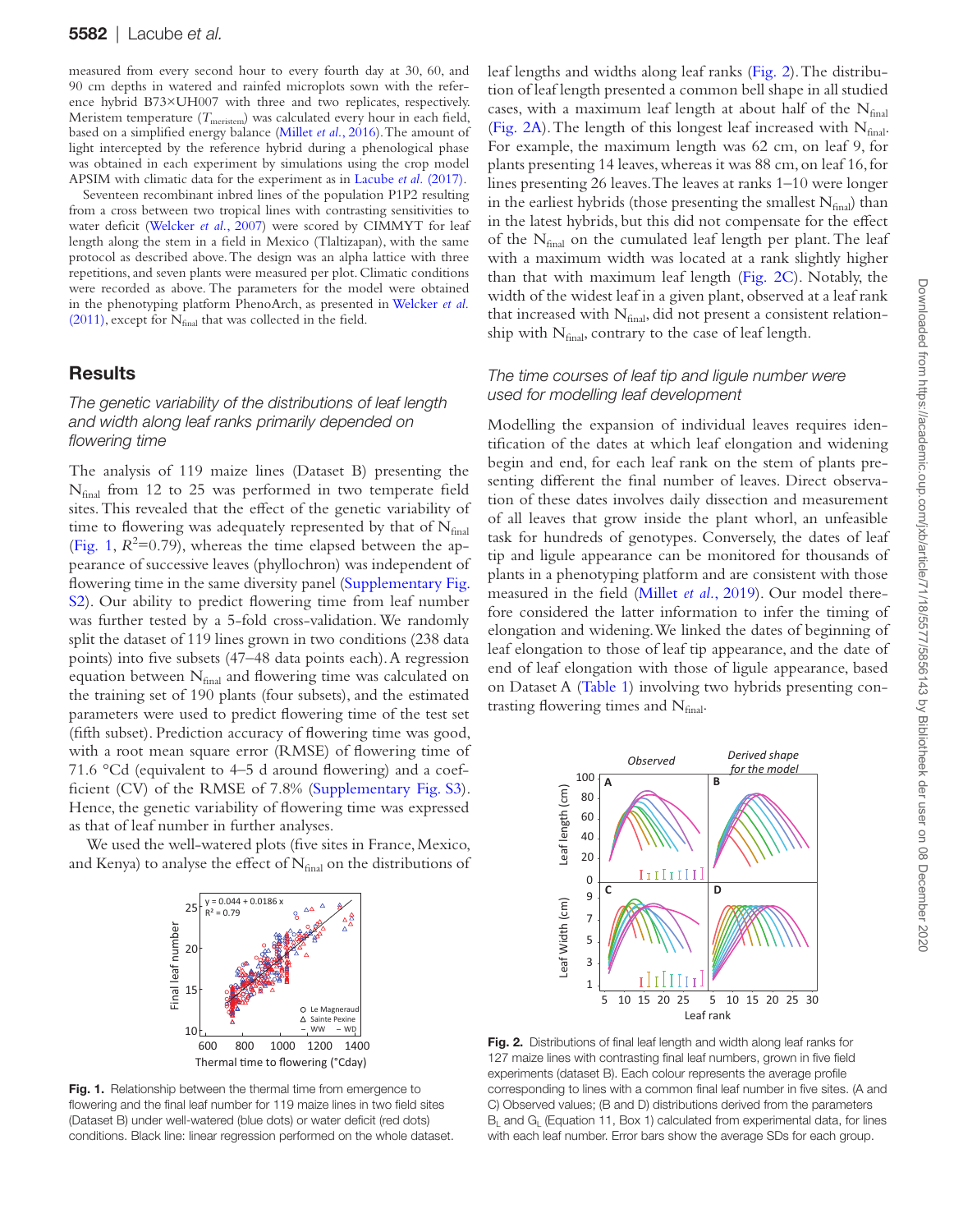measured from every second hour to every fourth day at 30, 60, and 90 cm depths in watered and rainfed microplots sown with the reference hybrid B73×UH007 with three and two replicates, respectively. Meristem temperature ($T_{meristem}$) was calculated every hour in each field, based on a simplified energy balance (Millet *et al.*, 2016). The amount of light intercepted by the reference hybrid during a phenological phase was obtained in each experiment by simulations using the crop model APSIM with climatic data for the experiment as in Lacube *et al.* (2017).

Seventeen recombinant inbred lines of the population P1P2 resulting from a cross between two tropical lines with contrasting sensitivities to water deficit (Welcker *et al.*, 2007) were scored by CIMMYT for leaf length along the stem in a field in Mexico (Tlaltizapan), with the same protocol as described above. The design was an alpha lattice with three repetitions, and seven plants were measured per plot. Climatic conditions were recorded as above. The parameters for the model were obtained in the phenotyping platform PhenoArch, as presented in Welcker *et al.* (2011), except for $N_{final}$ that was collected in the field.

## Results

### *The genetic variability of the distributions of leaf length and width along leaf ranks primarily depended on flowering time*

The analysis of 119 maize lines (Dataset B) presenting the $N_{final}$ from 12 to 25 was performed in two temperate field sites. This revealed that the effect of the genetic variability of time to flowering was adequately represented by that of $N_{final}$ (Fig. 1, $R^2$=0.79), whereas the time elapsed between the appearance of successive leaves (phyllochron) was independent of flowering time in the same diversity panel (Supplementary Fig. S2). Our ability to predict flowering time from leaf number was further tested by a 5-fold cross-validation. We randomly split the dataset of 119 lines grown in two conditions (238 data points) into five subsets (47–48 data points each). A regression equation between $N_{final}$ and flowering time was calculated on the training set of 190 plants (four subsets), and the estimated parameters were used to predict flowering time of the test set (fifth subset). Prediction accuracy of flowering time was good, with a root mean square error (RMSE) of flowering time of 71.6 °Cd (equivalent to 4–5 d around flowering) and a coefficient (CV) of the RMSE of 7.8% (Supplementary Fig. S3). Hence, the genetic variability of flowering time was expressed as that of leaf number in further analyses.

We used the well-watered plots (five sites in France, Mexico, and Kenya) to analyse the effect of $N_{final}$ on the distributions of leaf lengths and widths along leaf ranks (Fig. 2). The distribution of leaf length presented a common bell shape in all studied cases, with a maximum leaf length at about half of the $N_{final}$ (Fig. 2A). The length of this longest leaf increased with $N_{final}$. For example, the maximum length was 62 cm, on leaf 9, for plants presenting 14 leaves, whereas it was 88 cm, on leaf 16, for lines presenting 26 leaves. The leaves at ranks 1–10 were longer in the earliest hybrids (those presenting the smallest $N_{final}$) than in the latest hybrids, but this did not compensate for the effect of the $N_{final}$ on the cumulated leaf length per plant. The leaf with a maximum width was located at a rank slightly higher than that with maximum leaf length (Fig. 2C). Notably, the width of the widest leaf in a given plant, observed at a leaf rank that increased with $N_{final}$, did not present a consistent relationship with $N_{final}$, contrary to the case of leaf length.

**Fig. 1.** Relationship between the thermal time from emergence to flowering and the final leaf number for 119 maize lines in two field sites (Dataset B) under well-watered (blue dots) or water deficit (red dots) conditions. Black line: linear regression performed on the whole dataset.

### *The time courses of leaf tip and ligule number were used for modelling leaf development*

Modelling the expansion of individual leaves requires identification of the dates at which leaf elongation and widening begin and end, for each leaf rank on the stem of plants presenting different the final number of leaves. Direct observation of these dates involves daily dissection and measurement of all leaves that grow inside the plant whorl, an unfeasible task for hundreds of genotypes. Conversely, the dates of leaf tip and ligule appearance can be monitored for thousands of plants in a phenotyping platform and are consistent with those measured in the field (Millet *et al.*, 2019). Our model therefore considered the latter information to infer the timing of elongation and widening. We linked the dates of beginning of leaf elongation to those of leaf tip appearance, and the date of end of leaf elongation with those of ligule appearance, based on Dataset A (Table 1) involving two hybrids presenting contrasting flowering times and $N_{final}$.

**Fig. 2.** Distributions of final leaf length and width along leaf ranks for 127 maize lines with contrasting final leaf numbers, grown in five field experiments (dataset B). Each colour represents the average profile corresponding to lines with a common final leaf number in five sites. (A and C) Observed values; (B and D) distributions derived from the parameters $B_L$ and $G_L$ (Equation 11, Box 1) calculated from experimental data, for lines with each leaf number. Error bars show the average SDs for each group.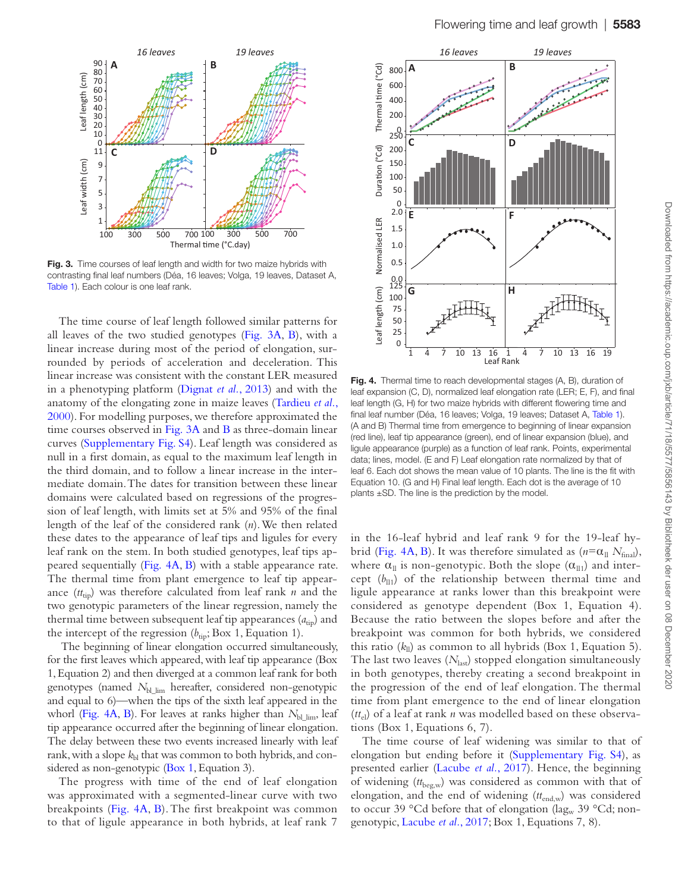**Fig. 3.** Time courses of leaf length and width for two maize hybrids with contrasting final leaf numbers (Déa, 16 leaves; Volga, 19 leaves, Dataset A, Table 1). Each colour is one leaf rank.

The time course of leaf length followed similar patterns for all leaves of the two studied genotypes (Fig. 3A, B), with a linear increase during most of the period of elongation, surrounded by periods of acceleration and deceleration. This linear increase was consistent with the constant LER measured in a phenotyping platform (Dignat *et al.*, 2013) and with the anatomy of the elongating zone in maize leaves (Tardieu *et al.*, 2000). For modelling purposes, we therefore approximated the time courses observed in Fig. 3A and B as three-domain linear curves (Supplementary Fig. S4). Leaf length was considered as null in a first domain, as equal to the maximum leaf length in the third domain, and to follow a linear increase in the intermediate domain. The dates for transition between these linear domains were calculated based on regressions of the progression of leaf length, with limits set at 5% and 95% of the final length of the leaf of the considered rank ($n$). We then related these dates to the appearance of leaf tips and ligules for every leaf rank on the stem. In both studied genotypes, leaf tips appeared sequentially (Fig. 4A, B) with a stable appearance rate. The thermal time from plant emergence to leaf tip appearance ($tt_{tip}$) was therefore calculated from leaf rank $n$ and the two genotypic parameters of the linear regression, namely the thermal time between subsequent leaf tip appearances ($a_{tip}$) and the intercept of the regression ($b_{tip}$; Box 1, Equation 1).

The beginning of linear elongation occurred simultaneously, for the first leaves which appeared, with leaf tip appearance (Box 1, Equation 2) and then diverged at a common leaf rank for both genotypes (named $N_{bl\_lim}$ hereafter, considered non-genotypic and equal to 6)—when the tips of the sixth leaf appeared in the whorl (Fig. 4A, B). For leaves at ranks higher than $N_{bl\_lim}$, leaf tip appearance occurred after the beginning of linear elongation. The delay between these two events increased linearly with leaf rank, with a slope $k_{bl}$ that was common to both hybrids, and considered as non-genotypic (Box 1, Equation 3).

The progress with time of the end of leaf elongation was approximated with a segmented-linear curve with two breakpoints (Fig. 4A, B). The first breakpoint was common to that of ligule appearance in both hybrids, at leaf rank 7 in the 16-leaf hybrid and leaf rank 9 for the 19-leaf hybrid (Fig. 4A, B). It was therefore simulated as ($n$=$\alpha_{ll}$ $N_{final}$), where $\alpha_{ll}$ is non-genotypic. Both the slope ($\alpha_{ll1}$) and intercept ($b_{ll1}$) of the relationship between thermal time and ligule appearance at ranks lower than this breakpoint were considered as genotype dependent (Box 1, Equation 4). Because the ratio between the slopes before and after the breakpoint was common for both hybrids, we considered this ratio ($k_{ll}$) as common to all hybrids (Box 1, Equation 5). The last two leaves ($N_{last}$) stopped elongation simultaneously in both genotypes, thereby creating a second breakpoint in the progression of the end of leaf elongation. The thermal time from plant emergence to the end of linear elongation ($tt_{el}$) of a leaf at rank $n$ was modelled based on these observations (Box 1, Equations 6, 7).

The time course of leaf widening was similar to that of elongation but ending before it (Supplementary Fig. S4), as presented earlier (Lacube *et al.*, 2017). Hence, the beginning of widening ($tt_{beg,w}$) was considered as common with that of elongation, and the end of widening ($tt_{end,w}$) was considered to occur 39 °Cd before that of elongation (lag$_w$ 39 °Cd; non-genotypic, Lacube *et al.*, 2017; Box 1, Equations 7, 8).

**Fig. 4.** Thermal time to reach developmental stages (A, B), duration of leaf expansion (C, D), normalized leaf elongation rate (LER; E, F), and final leaf length (G, H) for two maize hybrids with different flowering time and final leaf number (Déa, 16 leaves; Volga, 19 leaves; Dataset A, Table 1). (A and B) Thermal time from emergence to beginning of linear expansion (red line), leaf tip appearance (green), end of linear expansion (blue), and ligule appearance (purple) as a function of leaf rank. Points, experimental data; lines, model. (E and F) Leaf elongation rate normalized by that of leaf 6. Each dot shows the mean value of 10 plants. The line is the fit with Equation 10. (G and H) Final leaf length. Each dot is the average of 10 plants ±SD. The line is the prediction by the model.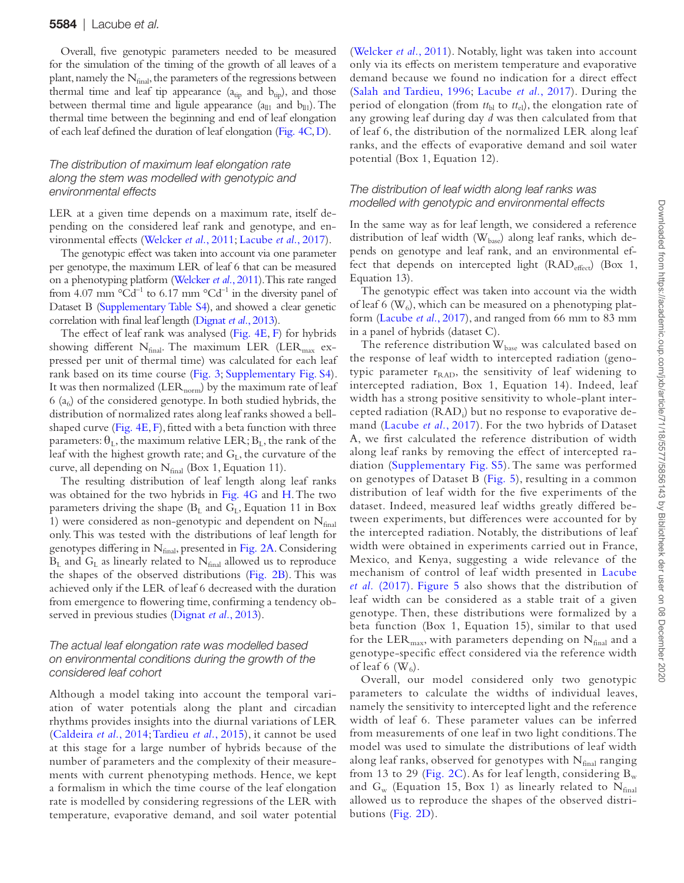Overall, five genotypic parameters needed to be measured for the simulation of the timing of the growth of all leaves of a plant, namely the $N_{final}$, the parameters of the regressions between thermal time and leaf tip appearance ($a_{tip}$ and $b_{tip}$), and those between thermal time and ligule appearance ($a_{lig}$ and $b_{lig}$). The thermal time between the beginning and end of leaf elongation of each leaf defined the duration of leaf elongation (Fig. 4C, D).

### *The distribution of maximum leaf elongation rate along the stem was modelled with genotypic and environmental effects*

LER at a given time depends on a maximum rate, itself depending on the considered leaf rank and genotype, and environmental effects (Welcker *et al.*, 2011; Lacube *et al.*, 2017).

The genotypic effect was taken into account via one parameter per genotype, the maximum LER of leaf 6 that can be measured on a phenotyping platform (Welcker *et al.*, 2011). This rate ranged from 4.07 mm °Cd$^{-1}$ to 6.17 mm °Cd$^{-1}$ in the diversity panel of Dataset B (Supplementary Table S4), and showed a clear genetic correlation with final leaf length (Dignat *et al.*, 2013).

The effect of leaf rank was analysed (Fig. 4E, F) for hybrids showing different $N_{final}$. The maximum LER ($LER_{max}$ expressed per unit of thermal time) was calculated for each leaf rank based on its time course (Fig. 3; Supplementary Fig. S4). It was then normalized ($LER_{norm}$) by the maximum rate of leaf 6 ($a_6$) of the considered genotype. In both studied hybrids, the distribution of normalized rates along leaf ranks showed a bell-shaped curve (Fig. 4E, F), fitted with a beta function with three parameters: $\theta_L$, the maximum relative LER; $B_L$, the rank of the leaf with the highest growth rate; and $G_L$, the curvature of the curve, all depending on $N_{final}$ (Box 1, Equation 11).

The resulting distribution of leaf length along leaf ranks was obtained for the two hybrids in Fig. 4G and H. The two parameters driving the shape ($B_L$ and $G_L$, Equation 11 in Box 1) were considered as non-genotypic and dependent on $N_{final}$ only. This was tested with the distributions of leaf length for genotypes differing in $N_{final}$, presented in Fig. 2A. Considering $B_L$ and $G_L$ as linearly related to $N_{final}$ allowed us to reproduce the shapes of the observed distributions (Fig. 2B). This was achieved only if the LER of leaf 6 decreased with the duration from emergence to flowering time, confirming a tendency observed in previous studies (Dignat *et al.*, 2013).

### *The actual leaf elongation rate was modelled based on environmental conditions during the growth of the considered leaf cohort*

Although a model taking into account the temporal variation of water potentials along the plant and circadian rhythms provides insights into the diurnal variations of LER (Caldeira *et al.*, 2014; Tardieu *et al.*, 2015), it cannot be used at this stage for a large number of hybrids because of the number of parameters and the complexity of their measurements with current phenotyping methods. Hence, we kept a formalism in which the time course of the leaf elongation rate is modelled by considering regressions of the LER with temperature, evaporative demand, and soil water potential (Welcker *et al.*, 2011). Notably, light was taken into account only via its effects on meristem temperature and evaporative demand because we found no indication for a direct effect (Salah and Tardieu, 1996; Lacube *et al.*, 2017). During the period of elongation (from $tt_{bl}$ to $tt_{el}$), the elongation rate of any growing leaf during day *d* was then calculated from that of leaf 6, the distribution of the normalized LER along leaf ranks, and the effects of evaporative demand and soil water potential (Box 1, Equation 12).

### *The distribution of leaf width along leaf ranks was modelled with genotypic and environmental effects*

In the same way as for leaf length, we considered a reference distribution of leaf width ($W_{base}$) along leaf ranks, which depends on genotype and leaf rank, and an environmental effect that depends on intercepted light ($RAD_{effect}$) (Box 1, Equation 13).

The genotypic effect was taken into account via the width of leaf 6 ($W_6$), which can be measured on a phenotyping platform (Lacube *et al.*, 2017), and ranged from 66 mm to 83 mm in a panel of hybrids (dataset C).

The reference distribution $W_{base}$ was calculated based on the response of leaf width to intercepted radiation (genotypic parameter $r_{RAD}$, the sensitivity of leaf widening to intercepted radiation, Box 1, Equation 14). Indeed, leaf width has a strong positive sensitivity to whole-plant intercepted radiation ($RAD_i$) but no response to evaporative demand (Lacube *et al.*, 2017). For the two hybrids of Dataset A, we first calculated the reference distribution of width along leaf ranks by removing the effect of intercepted radiation (Supplementary Fig. S5). The same was performed on genotypes of Dataset B (Fig. 5), resulting in a common distribution of leaf width for the five experiments of the dataset. Indeed, measured leaf widths greatly differed between experiments, but differences were accounted for by the intercepted radiation. Notably, the distributions of leaf width were obtained in experiments carried out in France, Mexico, and Kenya, suggesting a wide relevance of the mechanism of control of leaf width presented in Lacube *et al.* (2017). Figure 5 also shows that the distribution of leaf width can be considered as a stable trait of a given genotype. Then, these distributions were formalized by a beta function (Box 1, Equation 15), similar to that used for the $LER_{max}$, with parameters depending on $N_{final}$ and a genotype-specific effect considered via the reference width of leaf 6 ($W_6$).

Overall, our model considered only two genotypic parameters to calculate the widths of individual leaves, namely the sensitivity to intercepted light and the reference width of leaf 6. These parameter values can be inferred from measurements of one leaf in two light conditions. The model was used to simulate the distributions of leaf width along leaf ranks, observed for genotypes with $N_{final}$ ranging from 13 to 29 (Fig. 2C). As for leaf length, considering $B_w$ and $G_w$ (Equation 15, Box 1) as linearly related to $N_{final}$ allowed us to reproduce the shapes of the observed distributions (Fig. 2D).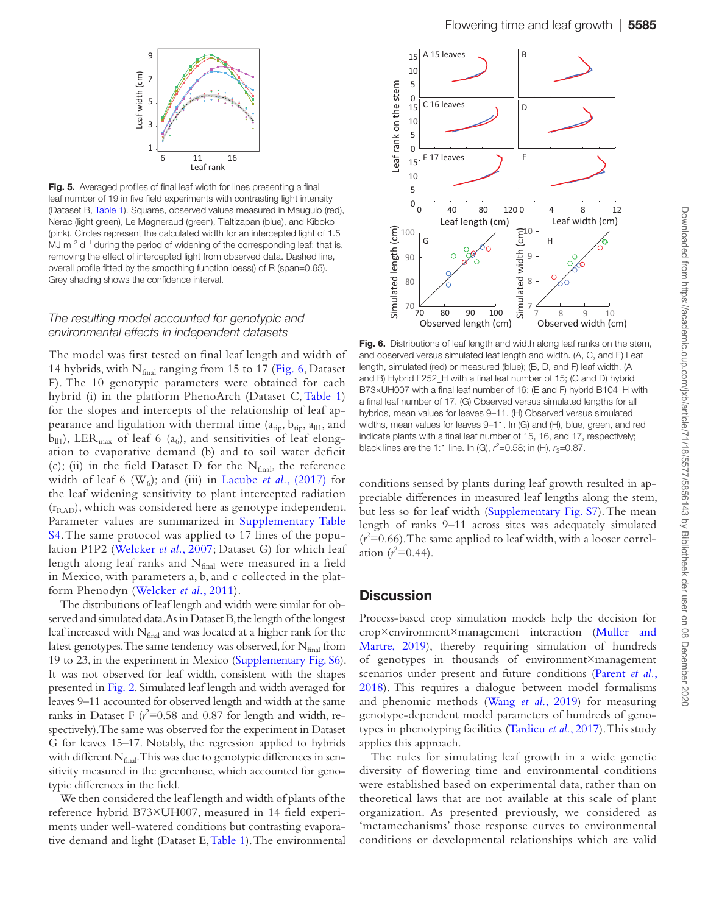**Fig. 5.** Averaged profiles of final leaf width for lines presenting a final leaf number of 19 in five field experiments with contrasting light intensity (Dataset B, Table 1). Squares, observed values measured in Mauguio (red), Nerac (light green), Le Magneraud (green), Tlaltizapan (blue), and Kiboko (pink). Circles represent the calculated width for an intercepted light of 1.5 MJ $m^{-2}$ $d^{-1}$ during the period of widening of the corresponding leaf; that is, removing the effect of intercepted light from observed data. Dashed line, overall profile fitted by the smoothing function loess() of R (span=0.65). Grey shading shows the confidence interval.

*The resulting model accounted for genotypic and environmental effects in independent datasets*

The model was first tested on final leaf length and width of 14 hybrids, with $N_{final}$ ranging from 15 to 17 (Fig. 6, Dataset F). The 10 genotypic parameters were obtained for each hybrid (i) in the platform PhenoArch (Dataset C, Table 1) for the slopes and intercepts of the relationship of leaf appearance and ligulation with thermal time ($a_{tip}$, $b_{tip}$, $a_{ll1}$, and $b_{ll1}$), $LER_{max}$ of leaf 6 ($a_6$), and sensitivities of leaf elongation to evaporative demand (b) and to soil water deficit (c); (ii) in the field Dataset D for the $N_{final}$, the reference width of leaf 6 ($W_6$); and (iii) in Lacube *et al.*, (2017) for the leaf widening sensitivity to plant intercepted radiation ($r_{RAD}$), which was considered here as genotype independent. Parameter values are summarized in Supplementary Table S4. The same protocol was applied to 17 lines of the population P1P2 (Welcker *et al.*, 2007; Dataset G) for which leaf length along leaf ranks and $N_{final}$ were measured in a field in Mexico, with parameters a, b, and c collected in the platform Phenodyn (Welcker *et al.*, 2011).

The distributions of leaf length and width were similar for observed and simulated data. As in Dataset B, the length of the longest leaf increased with $N_{final}$ and was located at a higher rank for the latest genotypes. The same tendency was observed, for $N_{final}$ from 19 to 23, in the experiment in Mexico (Supplementary Fig. S6). It was not observed for leaf width, consistent with the shapes presented in Fig. 2. Simulated leaf length and width averaged for leaves 9–11 accounted for observed length and width at the same ranks in Dataset F ($r^2$=0.58 and 0.87 for length and width, respectively). The same was observed for the experiment in Dataset G for leaves 15–17. Notably, the regression applied to hybrids with different $N_{final}$. This was due to genotypic differences in sensitivity measured in the greenhouse, which accounted for genotypic differences in the field.

We then considered the leaf length and width of plants of the reference hybrid B73×UH007, measured in 14 field experiments under well-watered conditions but contrasting evaporative demand and light (Dataset E, Table 1). The environmental conditions sensed by plants during leaf growth resulted in appreciable differences in measured leaf lengths along the stem, but less so for leaf width (Supplementary Fig. S7). The mean length of ranks 9–11 across sites was adequately simulated ($r^2$=0.66). The same applied to leaf width, with a looser correlation ($r^2$=0.44).

**Fig. 6.** Distributions of leaf length and width along leaf ranks on the stem, and observed versus simulated leaf length and width. (A, C, and E) Leaf length, simulated (red) or measured (blue); (B, D, and F) leaf width. (A and B) Hybrid F252_H with a final leaf number of 15; (C and D) hybrid B73×UH007 with a final leaf number of 16; (E and F) hybrid B104_H with a final leaf number of 17. (G) Observed versus simulated lengths for all hybrids, mean values for leaves 9–11. (H) Observed versus simulated widths, mean values for leaves 9–11. In (G) and (H), blue, green, and red indicate plants with a final leaf number of 15, 16, and 17, respectively; black lines are the 1:1 line. In (G), $r^2$=0.58; in (H), $r_2$=0.87.

## Discussion

Process-based crop simulation models help the decision for crop×environment×management interaction (Muller and Martre, 2019), thereby requiring simulation of hundreds of genotypes in thousands of environment×management scenarios under present and future conditions (Parent *et al.*, 2018). This requires a dialogue between model formalisms and phenomic methods (Wang *et al.*, 2019) for measuring genotype-dependent model parameters of hundreds of genotypes in phenotyping facilities (Tardieu *et al.*, 2017). This study applies this approach.

The rules for simulating leaf growth in a wide genetic diversity of flowering time and environmental conditions were established based on experimental data, rather than on theoretical laws that are not available at this scale of plant organization. As presented previously, we considered as 'metamechanisms' those response curves to environmental conditions or developmental relationships which are valid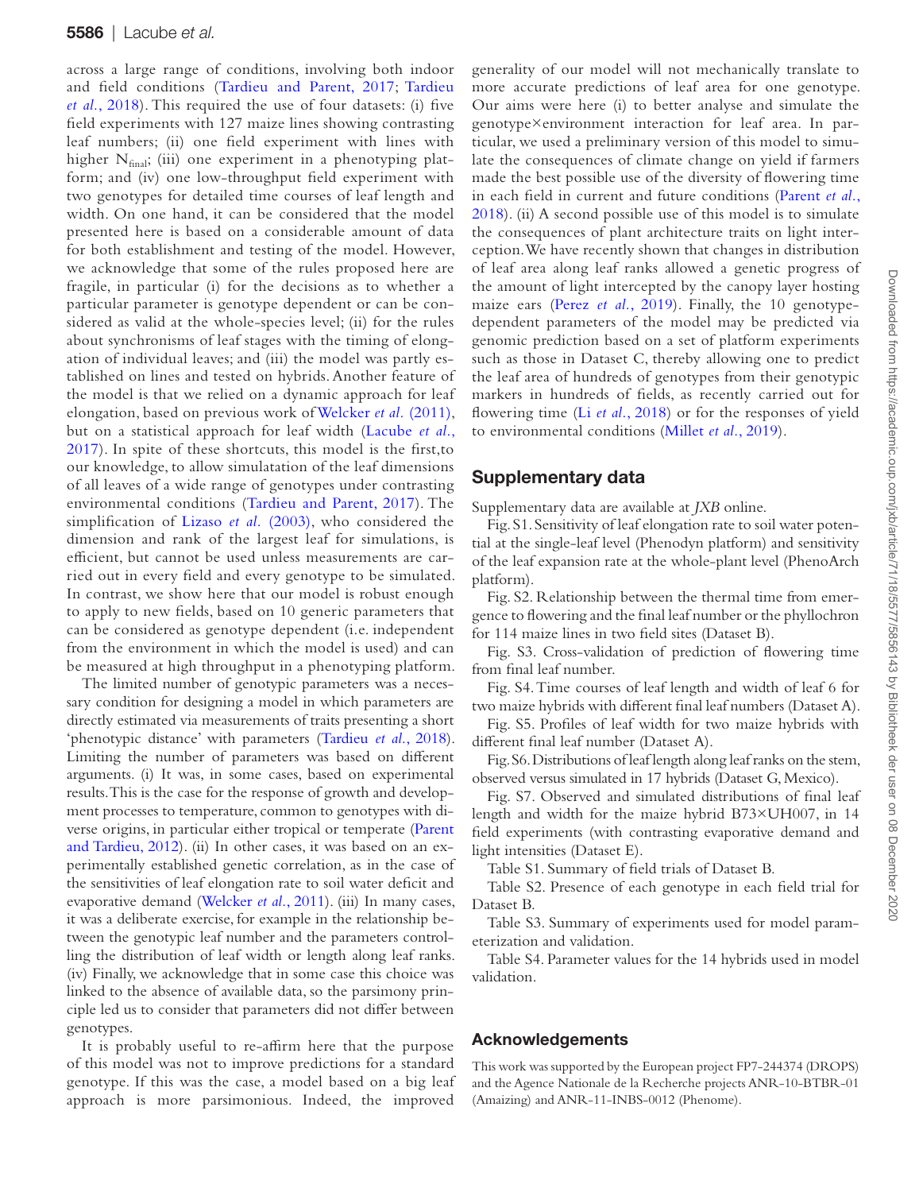across a large range of conditions, involving both indoor and field conditions (Tardieu and Parent, 2017; Tardieu *et al.*, 2018). This required the use of four datasets: (i) five field experiments with 127 maize lines showing contrasting leaf numbers; (ii) one field experiment with lines with higher $N_{final}$; (iii) one experiment in a phenotyping platform; and (iv) one low-throughput field experiment with two genotypes for detailed time courses of leaf length and width. On one hand, it can be considered that the model presented here is based on a considerable amount of data for both establishment and testing of the model. However, we acknowledge that some of the rules proposed here are fragile, in particular (i) for the decisions as to whether a particular parameter is genotype dependent or can be considered as valid at the whole-species level; (ii) for the rules about synchronisms of leaf stages with the timing of elongation of individual leaves; and (iii) the model was partly established on lines and tested on hybrids. Another feature of the model is that we relied on a dynamic approach for leaf elongation, based on previous work of Welcker *et al.* (2011), but on a statistical approach for leaf width (Lacube *et al.*, 2017). In spite of these shortcuts, this model is the first,to our knowledge, to allow simulatation of the leaf dimensions of all leaves of a wide range of genotypes under contrasting environmental conditions (Tardieu and Parent, 2017). The simplification of Lizaso *et al.* (2003), who considered the dimension and rank of the largest leaf for simulations, is efficient, but cannot be used unless measurements are carried out in every field and every genotype to be simulated. In contrast, we show here that our model is robust enough to apply to new fields, based on 10 generic parameters that can be considered as genotype dependent (i.e. independent from the environment in which the model is used) and can be measured at high throughput in a phenotyping platform.

The limited number of genotypic parameters was a necessary condition for designing a model in which parameters are directly estimated via measurements of traits presenting a short 'phenotypic distance' with parameters (Tardieu *et al.*, 2018). Limiting the number of parameters was based on different arguments. (i) It was, in some cases, based on experimental results. This is the case for the response of growth and development processes to temperature, common to genotypes with diverse origins, in particular either tropical or temperate (Parent and Tardieu, 2012). (ii) In other cases, it was based on an experimentally established genetic correlation, as in the case of the sensitivities of leaf elongation rate to soil water deficit and evaporative demand (Welcker *et al.*, 2011). (iii) In many cases, it was a deliberate exercise, for example in the relationship between the genotypic leaf number and the parameters controlling the distribution of leaf width or length along leaf ranks. (iv) Finally, we acknowledge that in some case this choice was linked to the absence of available data, so the parsimony principle led us to consider that parameters did not differ between genotypes.

It is probably useful to re-affirm here that the purpose of this model was not to improve predictions for a standard genotype. If this was the case, a model based on a big leaf approach is more parsimonious. Indeed, the improved generality of our model will not mechanically translate to more accurate predictions of leaf area for one genotype. Our aims were here (i) to better analyse and simulate the genotype×environment interaction for leaf area. In particular, we used a preliminary version of this model to simulate the consequences of climate change on yield if farmers made the best possible use of the diversity of flowering time in each field in current and future conditions (Parent *et al.*, 2018). (ii) A second possible use of this model is to simulate the consequences of plant architecture traits on light interception. We have recently shown that changes in distribution of leaf area along leaf ranks allowed a genetic progress of the amount of light intercepted by the canopy layer hosting maize ears (Perez *et al.*, 2019). Finally, the 10 genotype-dependent parameters of the model may be predicted via genomic prediction based on a set of platform experiments such as those in Dataset C, thereby allowing one to predict the leaf area of hundreds of genotypes from their genotypic markers in hundreds of fields, as recently carried out for flowering time (Li *et al.*, 2018) or for the responses of yield to environmental conditions (Millet *et al.*, 2019).

## Supplementary data

Supplementary data are available at *JXB* online.

Fig. S1. Sensitivity of leaf elongation rate to soil water potential at the single-leaf level (Phenodyn platform) and sensitivity of the leaf expansion rate at the whole-plant level (PhenoArch platform).

Fig. S2. Relationship between the thermal time from emergence to flowering and the final leaf number or the phyllochron for 114 maize lines in two field sites (Dataset B).

Fig. S3. Cross-validation of prediction of flowering time from final leaf number.

Fig. S4. Time courses of leaf length and width of leaf 6 for two maize hybrids with different final leaf numbers (Dataset A).

Fig. S5. Profiles of leaf width for two maize hybrids with different final leaf number (Dataset A).

Fig. S6. Distributions of leaf length along leaf ranks on the stem, observed versus simulated in 17 hybrids (Dataset G, Mexico).

Fig. S7. Observed and simulated distributions of final leaf length and width for the maize hybrid B73×UH007, in 14 field experiments (with contrasting evaporative demand and light intensities (Dataset E).

Table S1. Summary of field trials of Dataset B.

Table S2. Presence of each genotype in each field trial for Dataset B.

Table S3. Summary of experiments used for model parameterization and validation.

Table S4. Parameter values for the 14 hybrids used in model validation.

## Acknowledgements

This work was supported by the European project FP7-244374 (DROPS) and the Agence Nationale de la Recherche projects ANR-10-BTBR-01 (Amaizing) and ANR-11-INBS-0012 (Phenome).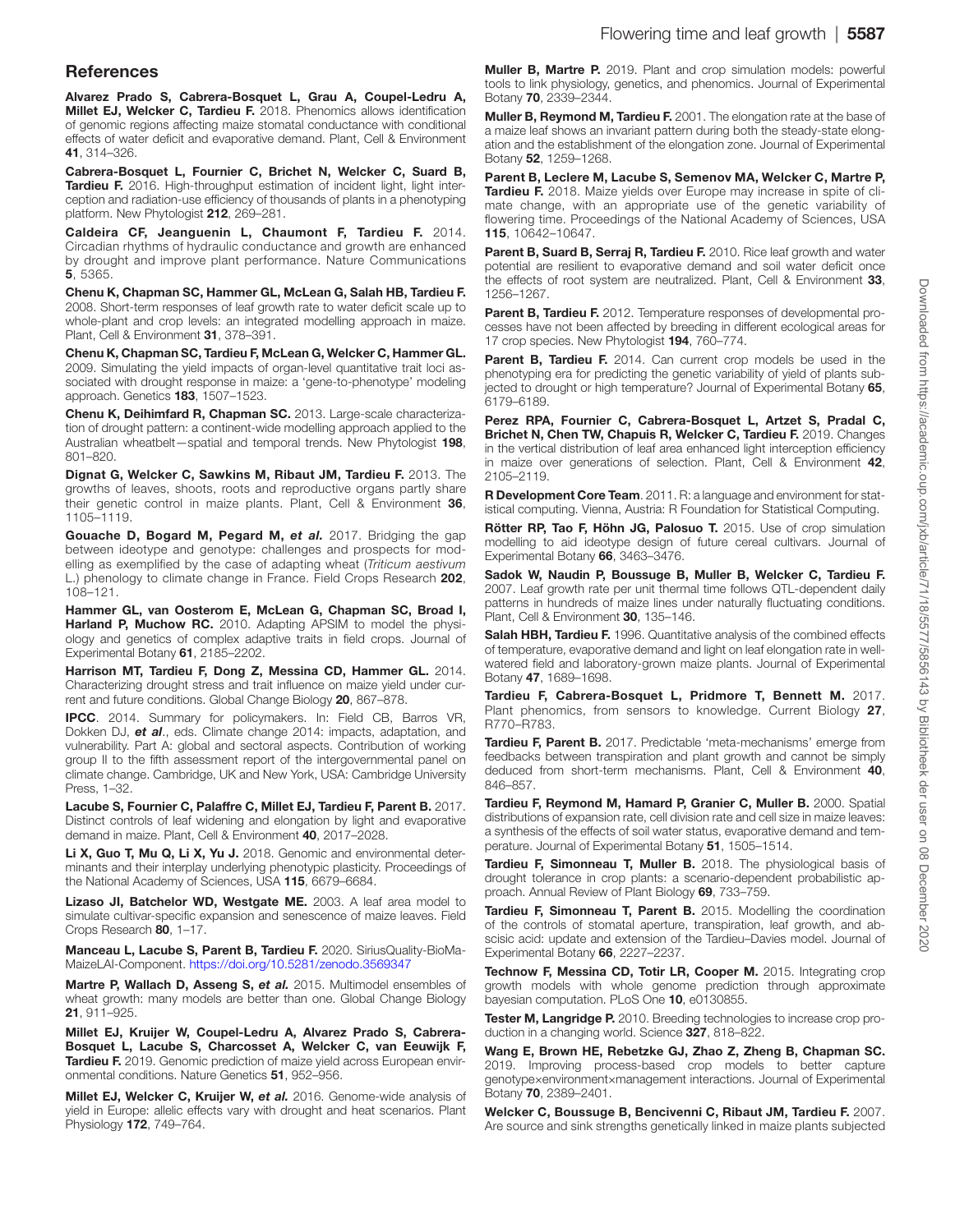## References

**Alvarez Prado S, Cabrera-Bosquet L, Grau A, Coupel-Ledru A, Millet EJ, Welcker C, Tardieu F.** 2018. Phenomics allows identification of genomic regions affecting maize stomatal conductance with conditional effects of water deficit and evaporative demand. Plant, Cell & Environment **41**, 314–326.

**Cabrera-Bosquet L, Fournier C, Brichet N, Welcker C, Suard B, Tardieu F.** 2016. High-throughput estimation of incident light, light interception and radiation-use efficiency of thousands of plants in a phenotyping platform. New Phytologist **212**, 269–281.

**Caldeira CF, Jeanguenin L, Chaumont F, Tardieu F.** 2014. Circadian rhythms of hydraulic conductance and growth are enhanced by drought and improve plant performance. Nature Communications **5**, 5365.

**Chenu K, Chapman SC, Hammer GL, McLean G, Salah HB, Tardieu F.** 2008. Short-term responses of leaf growth rate to water deficit scale up to whole-plant and crop levels: an integrated modelling approach in maize. Plant, Cell & Environment **31**, 378–391.

**Chenu K, Chapman SC, Tardieu F, McLean G, Welcker C, Hammer GL.** 2009. Simulating the yield impacts of organ-level quantitative trait loci associated with drought response in maize: a 'gene-to-phenotype' modeling approach. Genetics **183**, 1507–1523.

**Chenu K, Deihimfard R, Chapman SC.** 2013. Large-scale characterization of drought pattern: a continent-wide modelling approach applied to the Australian wheatbelt—spatial and temporal trends. New Phytologist **198**, 801–820.

**Dignat G, Welcker C, Sawkins M, Ribaut JM, Tardieu F.** 2013. The growths of leaves, shoots, roots and reproductive organs partly share their genetic control in maize plants. Plant, Cell & Environment **36**, 1105–1119.

**Gouache D, Bogard M, Pegard M, *et al.*** 2017. Bridging the gap between ideotype and genotype: challenges and prospects for modelling as exemplified by the case of adapting wheat (*Triticum aestivum* L.) phenology to climate change in France. Field Crops Research **202**, 108–121.

**Hammer GL, van Oosterom E, McLean G, Chapman SC, Broad I, Harland P, Muchow RC.** 2010. Adapting APSIM to model the physiology and genetics of complex adaptive traits in field crops. Journal of Experimental Botany **61**, 2185–2202.

**Harrison MT, Tardieu F, Dong Z, Messina CD, Hammer GL.** 2014. Characterizing drought stress and trait influence on maize yield under current and future conditions. Global Change Biology **20**, 867–878.

**IPCC**. 2014. Summary for policymakers. In: Field CB, Barros VR, Dokken DJ, ***et al.***, eds. Climate change 2014: impacts, adaptation, and vulnerability. Part A: global and sectoral aspects. Contribution of working group II to the fifth assessment report of the intergovernmental panel on climate change. Cambridge, UK and New York, USA: Cambridge University Press, 1–32.

**Lacube S, Fournier C, Palaffre C, Millet EJ, Tardieu F, Parent B.** 2017. Distinct controls of leaf widening and elongation by light and evaporative demand in maize. Plant, Cell & Environment **40**, 2017–2028.

**Li X, Guo T, Mu Q, Li X, Yu J.** 2018. Genomic and environmental determinants and their interplay underlying phenotypic plasticity. Proceedings of the National Academy of Sciences, USA **115**, 6679–6684.

**Lizaso JI, Batchelor WD, Westgate ME.** 2003. A leaf area model to simulate cultivar-specific expansion and senescence of maize leaves. Field Crops Research **80**, 1–17.

**Manceau L, Lacube S, Parent B, Tardieu F.** 2020. SiriusQuality-BioMaMaizeLAI-Component. https://doi.org/10.5281/zenodo.3569347

**Martre P, Wallach D, Asseng S, *et al.*** 2015. Multimodel ensembles of wheat growth: many models are better than one. Global Change Biology **21**, 911–925.

**Millet EJ, Kruijer W, Coupel-Ledru A, Alvarez Prado S, Cabrera-Bosquet L, Lacube S, Charcosset A, Welcker C, van Eeuwijk F, Tardieu F.** 2019. Genomic prediction of maize yield across European environmental conditions. Nature Genetics **51**, 952–956.

**Millet EJ, Welcker C, Kruijer W, *et al.*** 2016. Genome-wide analysis of yield in Europe: allelic effects vary with drought and heat scenarios. Plant Physiology **172**, 749–764.

**Muller B, Martre P.** 2019. Plant and crop simulation models: powerful tools to link physiology, genetics, and phenomics. Journal of Experimental Botany **70**, 2339–2344.

**Muller B, Reymond M, Tardieu F.** 2001. The elongation rate at the base of a maize leaf shows an invariant pattern during both the steady-state elongation and the establishment of the elongation zone. Journal of Experimental Botany **52**, 1259–1268.

**Parent B, Leclere M, Lacube S, Semenov MA, Welcker C, Martre P, Tardieu F.** 2018. Maize yields over Europe may increase in spite of climate change, with an appropriate use of the genetic variability of flowering time. Proceedings of the National Academy of Sciences, USA **115**, 10642–10647.

**Parent B, Suard B, Serraj R, Tardieu F.** 2010. Rice leaf growth and water potential are resilient to evaporative demand and soil water deficit once the effects of root system are neutralized. Plant, Cell & Environment **33**, 1256–1267.

**Parent B, Tardieu F.** 2012. Temperature responses of developmental processes have not been affected by breeding in different ecological areas for 17 crop species. New Phytologist **194**, 760–774.

**Parent B, Tardieu F.** 2014. Can current crop models be used in the phenotyping era for predicting the genetic variability of yield of plants subjected to drought or high temperature? Journal of Experimental Botany **65**, 6179–6189.

**Perez RPA, Fournier C, Cabrera-Bosquet L, Artzet S, Pradal C, Brichet N, Chen TW, Chapuis R, Welcker C, Tardieu F.** 2019. Changes in the vertical distribution of leaf area enhanced light interception efficiency in maize over generations of selection. Plant, Cell & Environment **42**, 2105–2119.

**R Development Core Team**. 2011. R: a language and environment for statistical computing. Vienna, Austria: R Foundation for Statistical Computing.

**Rötter RP, Tao F, Höhn JG, Palosuo T.** 2015. Use of crop simulation modelling to aid ideotype design of future cereal cultivars. Journal of Experimental Botany **66**, 3463–3476.

**Sadok W, Naudin P, Boussuge B, Muller B, Welcker C, Tardieu F.** 2007. Leaf growth rate per unit thermal time follows QTL-dependent daily patterns in hundreds of maize lines under naturally fluctuating conditions. Plant, Cell & Environment **30**, 135–146.

**Salah HBH, Tardieu F.** 1996. Quantitative analysis of the combined effects of temperature, evaporative demand and light on leaf elongation rate in well-watered field and laboratory-grown maize plants. Journal of Experimental Botany **47**, 1689–1698.

**Tardieu F, Cabrera-Bosquet L, Pridmore T, Bennett M.** 2017. Plant phenomics, from sensors to knowledge. Current Biology **27**, R770–R783.

**Tardieu F, Parent B.** 2017. Predictable 'meta-mechanisms' emerge from feedbacks between transpiration and plant growth and cannot be simply deduced from short-term mechanisms. Plant, Cell & Environment **40**, 846–857.

**Tardieu F, Reymond M, Hamard P, Granier C, Muller B.** 2000. Spatial distributions of expansion rate, cell division rate and cell size in maize leaves: a synthesis of the effects of soil water status, evaporative demand and temperature. Journal of Experimental Botany **51**, 1505–1514.

**Tardieu F, Simonneau T, Muller B.** 2018. The physiological basis of drought tolerance in crop plants: a scenario-dependent probabilistic approach. Annual Review of Plant Biology **69**, 733–759.

**Tardieu F, Simonneau T, Parent B.** 2015. Modelling the coordination of the controls of stomatal aperture, transpiration, leaf growth, and abscisic acid: update and extension of the Tardieu–Davies model. Journal of Experimental Botany **66**, 2227–2237.

**Technow F, Messina CD, Totir LR, Cooper M.** 2015. Integrating crop growth models with whole genome prediction through approximate bayesian computation. PLoS One **10**, e0130855.

**Tester M, Langridge P.** 2010. Breeding technologies to increase crop production in a changing world. Science **327**, 818–822.

**Wang E, Brown HE, Rebetzke GJ, Zhao Z, Zheng B, Chapman SC.** 2019. Improving process-based crop models to better capture genotype×environment×management interactions. Journal of Experimental Botany **70**, 2389–2401.

**Welcker C, Boussuge B, Bencivenni C, Ribaut JM, Tardieu F.** 2007. Are source and sink strengths genetically linked in maize plants subjected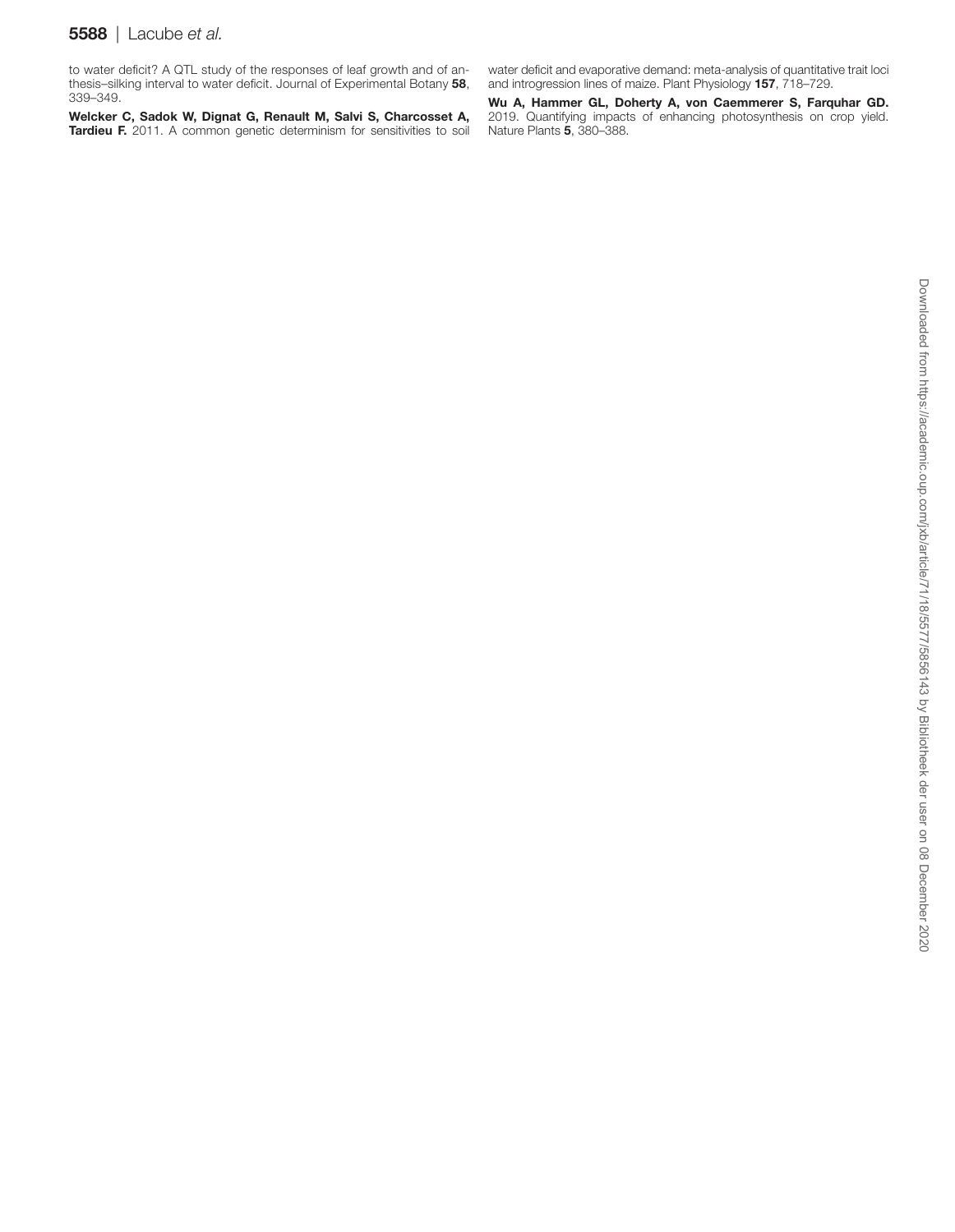to water deficit? A QTL study of the responses of leaf growth and of anthesis–silking interval to water deficit. Journal of Experimental Botany **58**, 339–349.

**Welcker C, Sadok W, Dignat G, Renault M, Salvi S, Charcosset A, Tardieu F.** 2011. A common genetic determinism for sensitivities to soil water deficit and evaporative demand: meta-analysis of quantitative trait loci and introgression lines of maize. Plant Physiology **157**, 718–729.

**Wu A, Hammer GL, Doherty A, von Caemmerer S, Farquhar GD.** 2019. Quantifying impacts of enhancing photosynthesis on crop yield. Nature Plants **5**, 380–388.